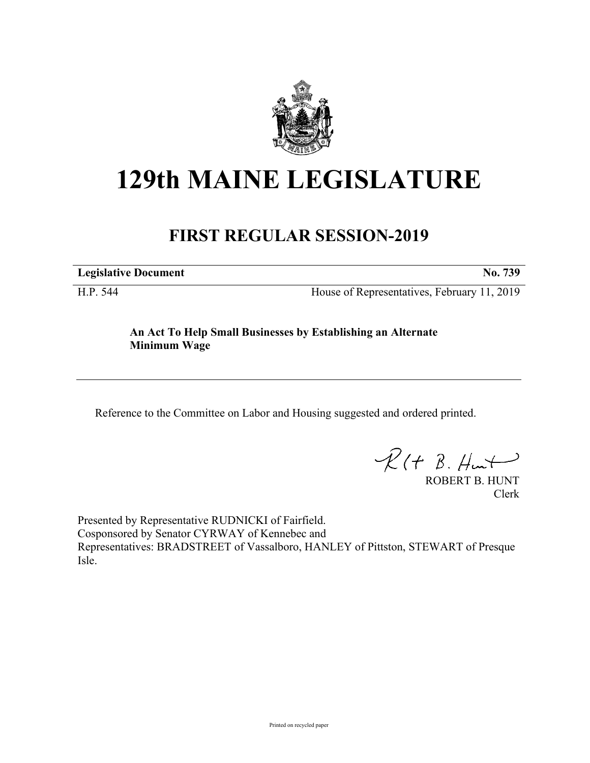# 129th MAINE LEGISLATURE

## FIRST REGULAR SESSION-2019

**Legislative Document** **No. 739**

H.P. 544 House of Representatives, February 11, 2019

**An Act To Help Small Businesses by Establishing an Alternate Minimum Wage**

---

Reference to the Committee on Labor and Housing suggested and ordered printed.

ROBERT B. HUNT
Clerk

Presented by Representative RUDNICKI of Fairfield.
Cosponsored by Senator CYRWAY of Kennebec and
Representatives: BRADSTREET of Vassalboro, HANLEY of Pittston, STEWART of Presque Isle.

Printed on recycled paper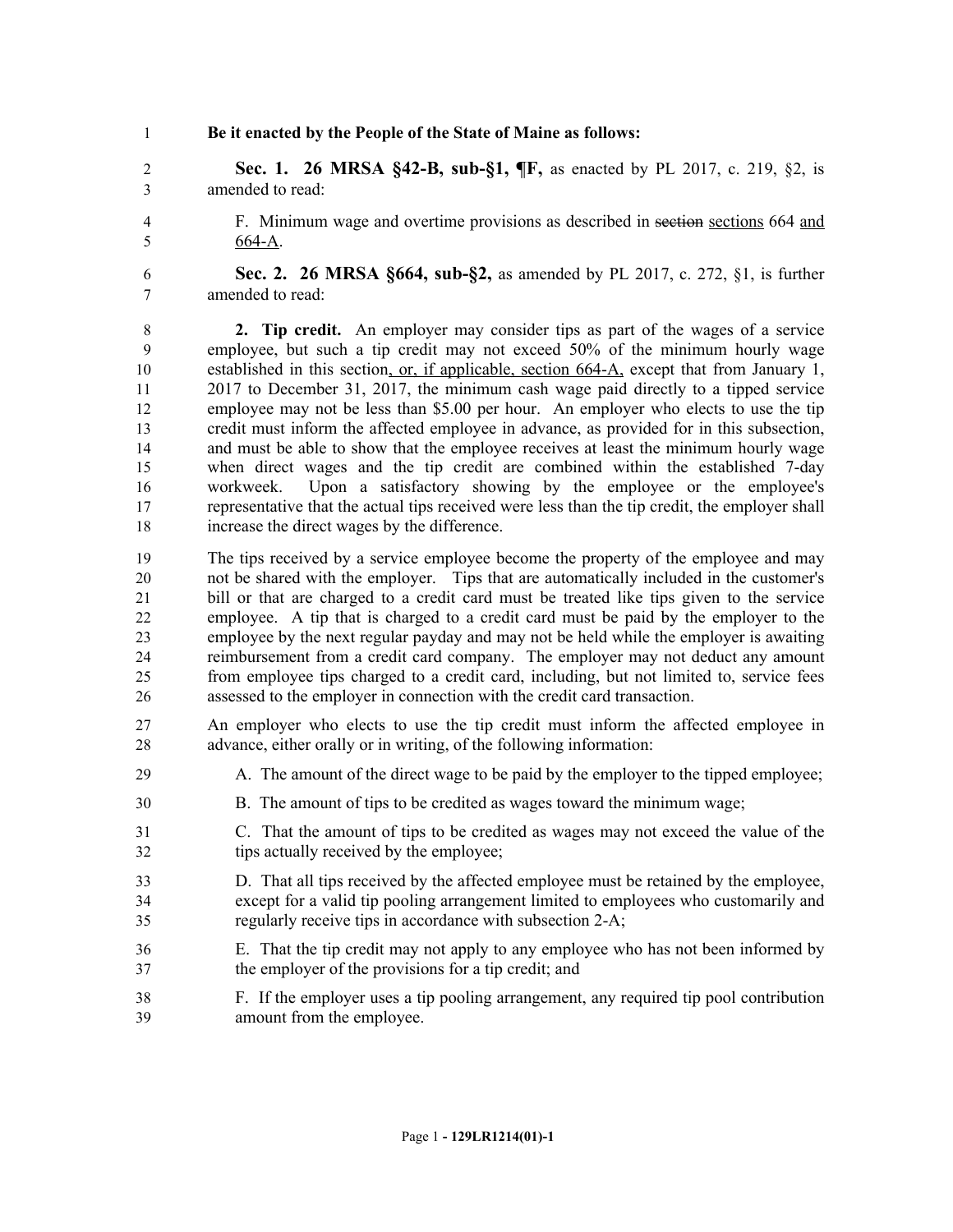**Be it enacted by the People of the State of Maine as follows:**

**Sec. 1. 26 MRSA §42-B, sub-§1, ¶F,** as enacted by PL 2017, c. 219, §2, is amended to read:

F. Minimum wage and overtime provisions as described in ~~section~~ sections 664 and 664-A.

**Sec. 2. 26 MRSA §664, sub-§2,** as amended by PL 2017, c. 272, §1, is further amended to read:

**2. Tip credit.** An employer may consider tips as part of the wages of a service employee, but such a tip credit may not exceed 50% of the minimum hourly wage established in this section, or, if applicable, section 664-A, except that from January 1, 2017 to December 31, 2017, the minimum cash wage paid directly to a tipped service employee may not be less than $5.00 per hour. An employer who elects to use the tip credit must inform the affected employee in advance, as provided for in this subsection, and must be able to show that the employee receives at least the minimum hourly wage when direct wages and the tip credit are combined within the established 7-day workweek. Upon a satisfactory showing by the employee or the employee's representative that the actual tips received were less than the tip credit, the employer shall increase the direct wages by the difference.

The tips received by a service employee become the property of the employee and may not be shared with the employer. Tips that are automatically included in the customer's bill or that are charged to a credit card must be treated like tips given to the service employee. A tip that is charged to a credit card must be paid by the employer to the employee by the next regular payday and may not be held while the employer is awaiting reimbursement from a credit card company. The employer may not deduct any amount from employee tips charged to a credit card, including, but not limited to, service fees assessed to the employer in connection with the credit card transaction.

An employer who elects to use the tip credit must inform the affected employee in advance, either orally or in writing, of the following information:

A. The amount of the direct wage to be paid by the employer to the tipped employee;

B. The amount of tips to be credited as wages toward the minimum wage;

C. That the amount of tips to be credited as wages may not exceed the value of the tips actually received by the employee;

D. That all tips received by the affected employee must be retained by the employee, except for a valid tip pooling arrangement limited to employees who customarily and regularly receive tips in accordance with subsection 2-A;

E. That the tip credit may not apply to any employee who has not been informed by the employer of the provisions for a tip credit; and

F. If the employer uses a tip pooling arrangement, any required tip pool contribution amount from the employee.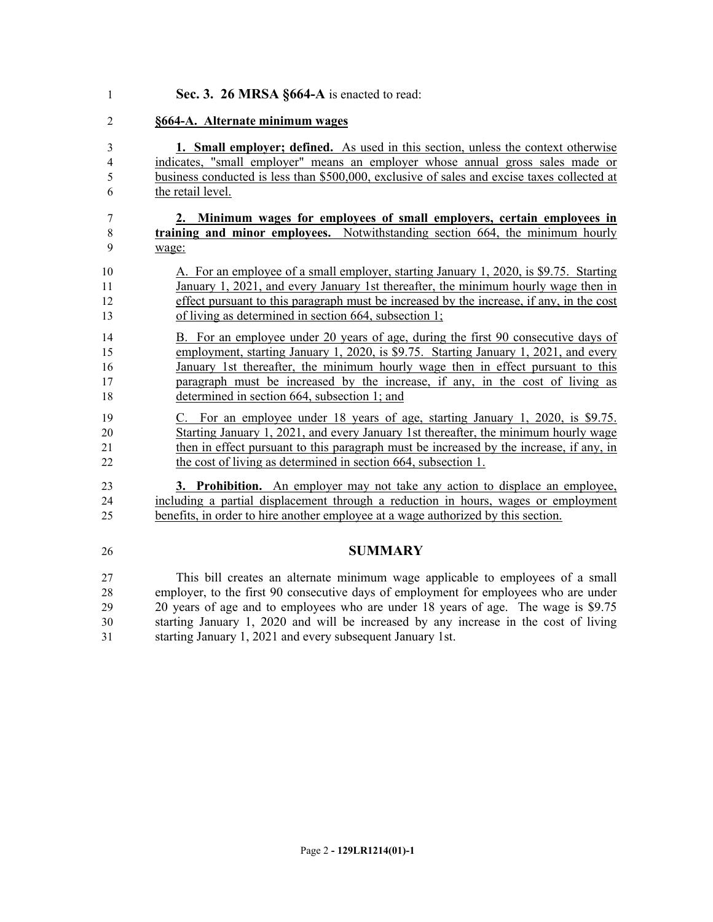**Sec. 3. 26 MRSA §664-A** is enacted to read:

**§664-A. Alternate minimum wages**

**1. Small employer; defined.** As used in this section, unless the context otherwise indicates, "small employer" means an employer whose annual gross sales made or business conducted is less than $500,000, exclusive of sales and excise taxes collected at the retail level.

**2. Minimum wages for employees of small employers, certain employees in training and minor employees.** Notwithstanding section 664, the minimum hourly wage:

A. For an employee of a small employer, starting January 1, 2020, is $9.75. Starting January 1, 2021, and every January 1st thereafter, the minimum hourly wage then in effect pursuant to this paragraph must be increased by the increase, if any, in the cost of living as determined in section 664, subsection 1;

B. For an employee under 20 years of age, during the first 90 consecutive days of employment, starting January 1, 2020, is $9.75. Starting January 1, 2021, and every January 1st thereafter, the minimum hourly wage then in effect pursuant to this paragraph must be increased by the increase, if any, in the cost of living as determined in section 664, subsection 1; and

C. For an employee under 18 years of age, starting January 1, 2020, is $9.75. Starting January 1, 2021, and every January 1st thereafter, the minimum hourly wage then in effect pursuant to this paragraph must be increased by the increase, if any, in the cost of living as determined in section 664, subsection 1.

**3. Prohibition.** An employer may not take any action to displace an employee, including a partial displacement through a reduction in hours, wages or employment benefits, in order to hire another employee at a wage authorized by this section.

## SUMMARY

This bill creates an alternate minimum wage applicable to employees of a small employer, to the first 90 consecutive days of employment for employees who are under 20 years of age and to employees who are under 18 years of age. The wage is $9.75 starting January 1, 2020 and will be increased by any increase in the cost of living starting January 1, 2021 and every subsequent January 1st.